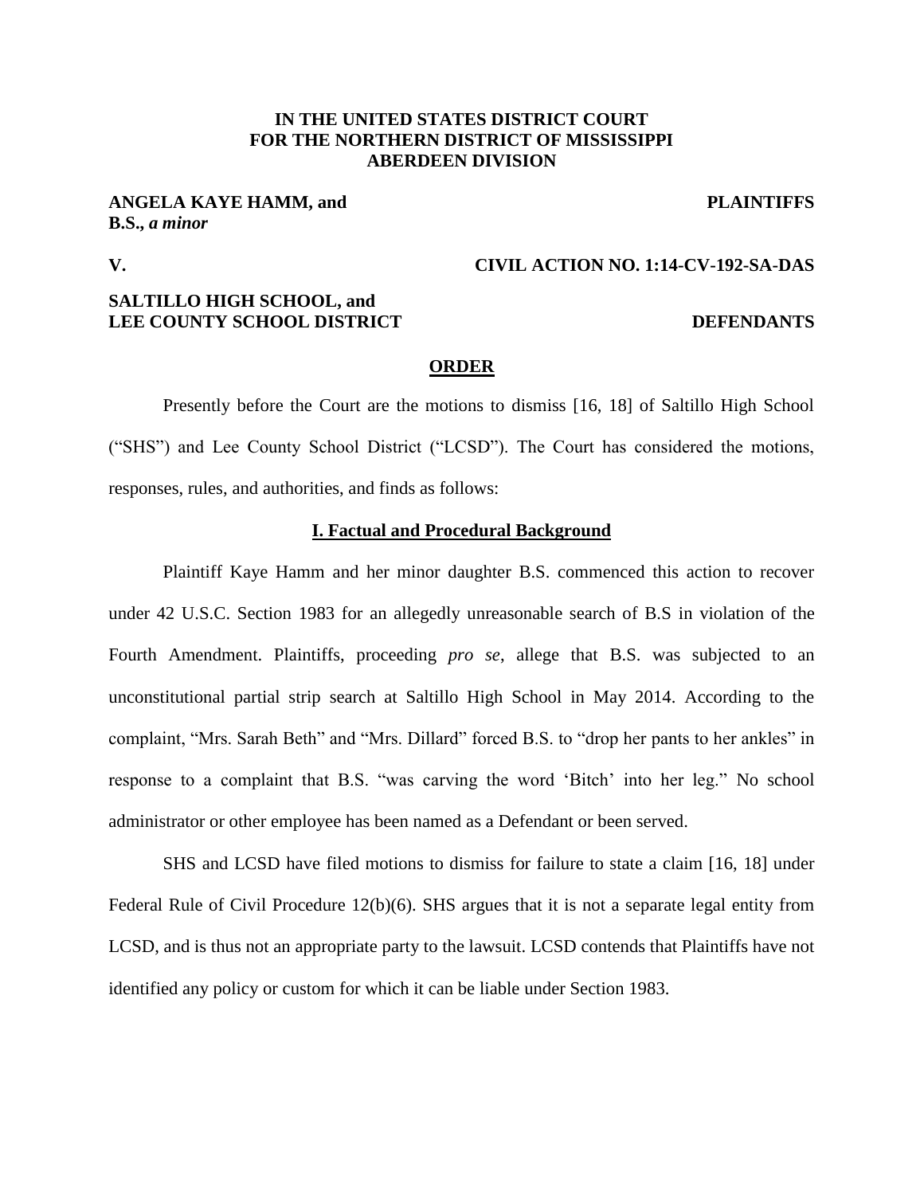**IN THE UNITED STATES DISTRICT COURT**
**FOR THE NORTHERN DISTRICT OF MISSISSIPPI**
**ABERDEEN DIVISION**

**ANGELA KAYE HAMM, and** **PLAINTIFFS**
**B.S., *a minor***

**V.** **CIVIL ACTION NO. 1:14-CV-192-SA-DAS**

**SALTILLO HIGH SCHOOL, and**
**LEE COUNTY SCHOOL DISTRICT** **DEFENDANTS**

**ORDER**

Presently before the Court are the motions to dismiss [16, 18] of Saltillo High School ("SHS") and Lee County School District ("LCSD"). The Court has considered the motions, responses, rules, and authorities, and finds as follows:

## I. Factual and Procedural Background

Plaintiff Kaye Hamm and her minor daughter B.S. commenced this action to recover under 42 U.S.C. Section 1983 for an allegedly unreasonable search of B.S in violation of the Fourth Amendment. Plaintiffs, proceeding *pro se*, allege that B.S. was subjected to an unconstitutional partial strip search at Saltillo High School in May 2014. According to the complaint, "Mrs. Sarah Beth" and "Mrs. Dillard" forced B.S. to "drop her pants to her ankles" in response to a complaint that B.S. "was carving the word 'Bitch' into her leg." No school administrator or other employee has been named as a Defendant or been served.

SHS and LCSD have filed motions to dismiss for failure to state a claim [16, 18] under Federal Rule of Civil Procedure 12(b)(6). SHS argues that it is not a separate legal entity from LCSD, and is thus not an appropriate party to the lawsuit. LCSD contends that Plaintiffs have not identified any policy or custom for which it can be liable under Section 1983.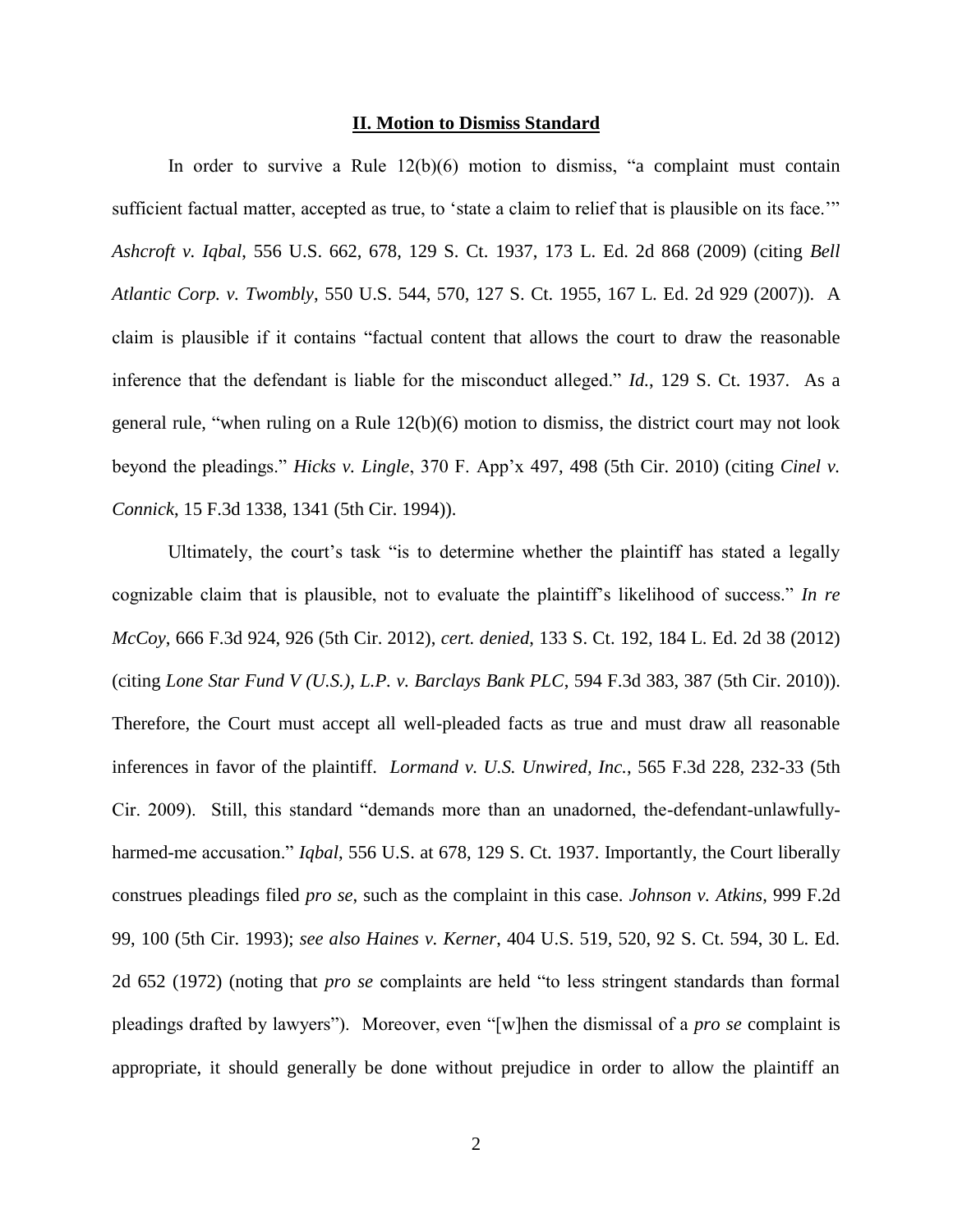## II. Motion to Dismiss Standard

In order to survive a Rule 12(b)(6) motion to dismiss, "a complaint must contain sufficient factual matter, accepted as true, to 'state a claim to relief that is plausible on its face.'" *Ashcroft v. Iqbal*, 556 U.S. 662, 678, 129 S. Ct. 1937, 173 L. Ed. 2d 868 (2009) (citing *Bell Atlantic Corp. v. Twombly*, 550 U.S. 544, 570, 127 S. Ct. 1955, 167 L. Ed. 2d 929 (2007)). A claim is plausible if it contains "factual content that allows the court to draw the reasonable inference that the defendant is liable for the misconduct alleged." *Id.*, 129 S. Ct. 1937. As a general rule, "when ruling on a Rule 12(b)(6) motion to dismiss, the district court may not look beyond the pleadings." *Hicks v. Lingle*, 370 F. App'x 497, 498 (5th Cir. 2010) (citing *Cinel v. Connick*, 15 F.3d 1338, 1341 (5th Cir. 1994)).

Ultimately, the court's task "is to determine whether the plaintiff has stated a legally cognizable claim that is plausible, not to evaluate the plaintiff's likelihood of success." *In re McCoy*, 666 F.3d 924, 926 (5th Cir. 2012), *cert. denied*, 133 S. Ct. 192, 184 L. Ed. 2d 38 (2012) (citing *Lone Star Fund V (U.S.), L.P. v. Barclays Bank PLC*, 594 F.3d 383, 387 (5th Cir. 2010)). Therefore, the Court must accept all well-pleaded facts as true and must draw all reasonable inferences in favor of the plaintiff. *Lormand v. U.S. Unwired, Inc.*, 565 F.3d 228, 232-33 (5th Cir. 2009). Still, this standard "demands more than an unadorned, the-defendant-unlawfully-harmed-me accusation." *Iqbal*, 556 U.S. at 678, 129 S. Ct. 1937. Importantly, the Court liberally construes pleadings filed *pro se*, such as the complaint in this case. *Johnson v. Atkins*, 999 F.2d 99, 100 (5th Cir. 1993); *see also Haines v. Kerner*, 404 U.S. 519, 520, 92 S. Ct. 594, 30 L. Ed. 2d 652 (1972) (noting that *pro se* complaints are held "to less stringent standards than formal pleadings drafted by lawyers"). Moreover, even "[w]hen the dismissal of a *pro se* complaint is appropriate, it should generally be done without prejudice in order to allow the plaintiff an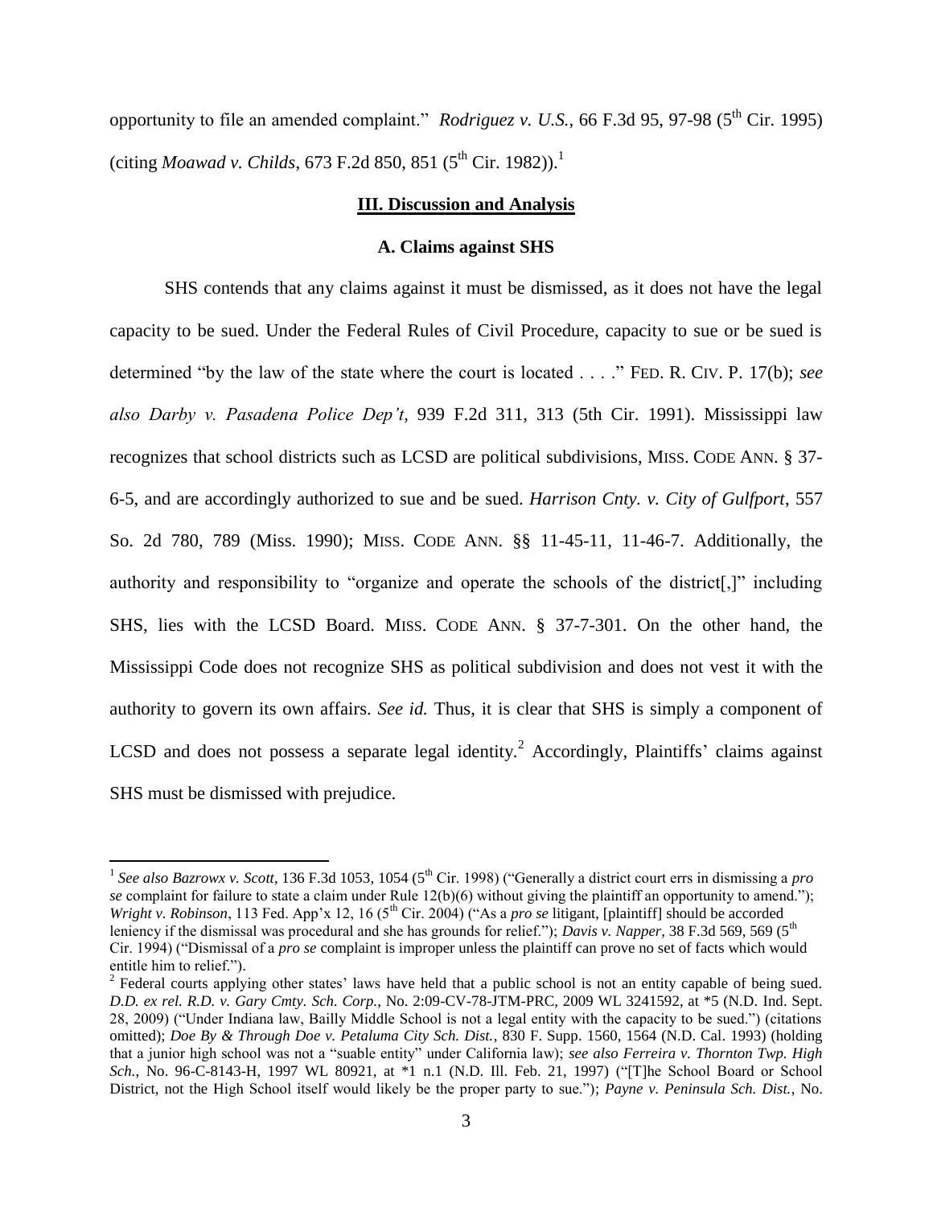opportunity to file an amended complaint." *Rodriguez v. U.S.*, 66 F.3d 95, 97-98 (5th Cir. 1995) (citing *Moawad v. Childs*, 673 F.2d 850, 851 (5th Cir. 1982)).[1]

## III. Discussion and Analysis

### A. Claims against SHS

SHS contends that any claims against it must be dismissed, as it does not have the legal capacity to be sued. Under the Federal Rules of Civil Procedure, capacity to sue or be sued is determined "by the law of the state where the court is located . . . ." FED. R. CIV. P. 17(b); *see also Darby v. Pasadena Police Dep't*, 939 F.2d 311, 313 (5th Cir. 1991). Mississippi law recognizes that school districts such as LCSD are political subdivisions, MISS. CODE ANN. § 37-6-5, and are accordingly authorized to sue and be sued. *Harrison Cnty. v. City of Gulfport*, 557 So. 2d 780, 789 (Miss. 1990); MISS. CODE ANN. §§ 11-45-11, 11-46-7. Additionally, the authority and responsibility to "organize and operate the schools of the district[,]" including SHS, lies with the LCSD Board. MISS. CODE ANN. § 37-7-301. On the other hand, the Mississippi Code does not recognize SHS as political subdivision and does not vest it with the authority to govern its own affairs. *See id.* Thus, it is clear that SHS is simply a component of LCSD and does not possess a separate legal identity.[2] Accordingly, Plaintiffs' claims against SHS must be dismissed with prejudice.

---

[1] *See also Bazrowx v. Scott*, 136 F.3d 1053, 1054 (5th Cir. 1998) ("Generally a district court errs in dismissing a *pro se* complaint for failure to state a claim under Rule 12(b)(6) without giving the plaintiff an opportunity to amend."); *Wright v. Robinson*, 113 Fed. App'x 12, 16 (5th Cir. 2004) ("As a *pro se* litigant, [plaintiff] should be accorded leniency if the dismissal was procedural and she has grounds for relief."); *Davis v. Napper*, 38 F.3d 569, 569 (5th Cir. 1994) ("Dismissal of a *pro se* complaint is improper unless the plaintiff can prove no set of facts which would entitle him to relief.").

[2] Federal courts applying other states' laws have held that a public school is not an entity capable of being sued. *D.D. ex rel. R.D. v. Gary Cmty. Sch. Corp.*, No. 2:09-CV-78-JTM-PRC, 2009 WL 3241592, at *5 (N.D. Ind. Sept. 28, 2009) ("Under Indiana law, Bailly Middle School is not a legal entity with the capacity to be sued.") (citations omitted); *Doe By & Through Doe v. Petaluma City Sch. Dist.*, 830 F. Supp. 1560, 1564 (N.D. Cal. 1993) (holding that a junior high school was not a "suable entity" under California law); *see also Ferreira v. Thornton Twp. High Sch.*, No. 96-C-8143-H, 1997 WL 80921, at *1 n.1 (N.D. Ill. Feb. 21, 1997) ("[T]he School Board or School District, not the High School itself would likely be the proper party to sue."); *Payne v. Peninsula Sch. Dist.*, No.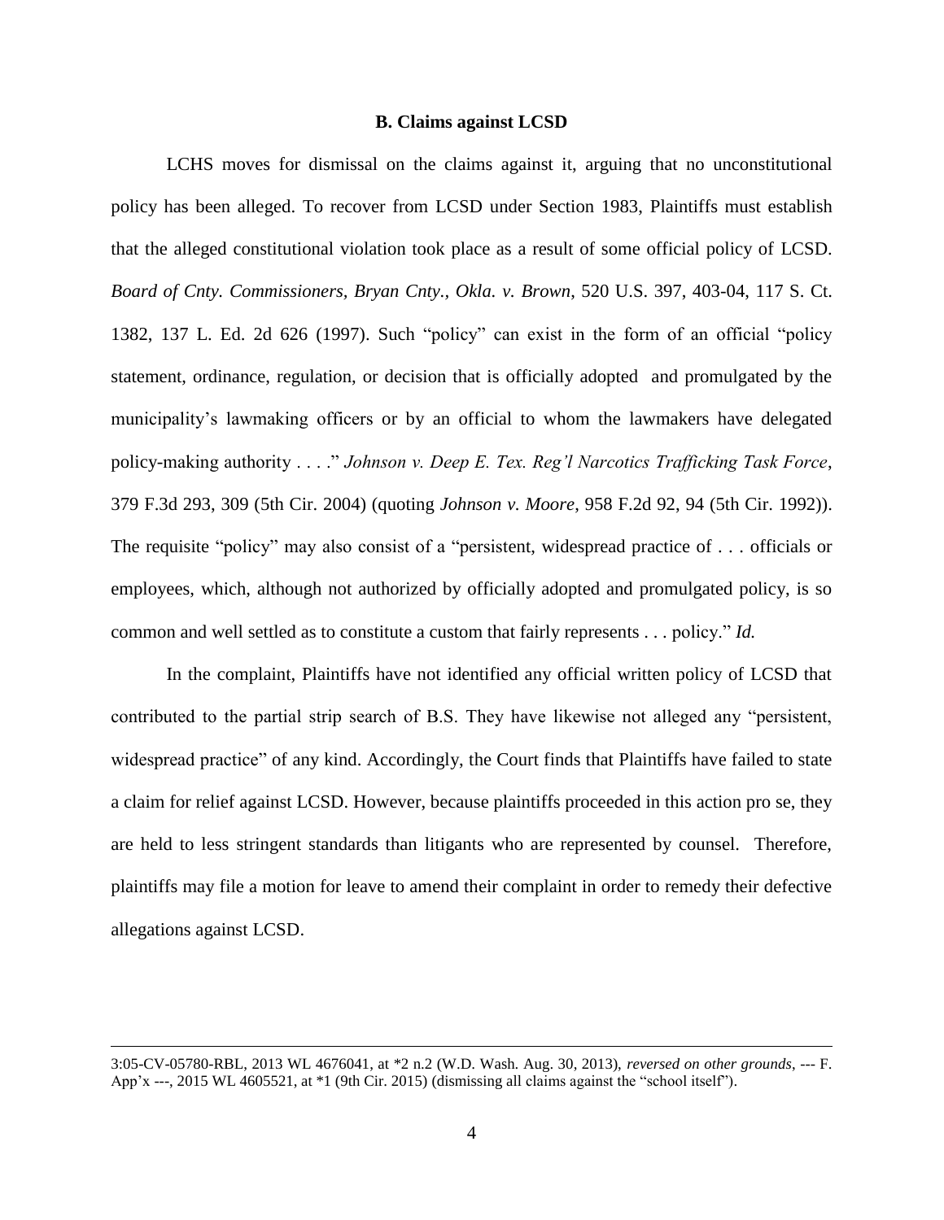**B. Claims against LCSD**

LCHS moves for dismissal on the claims against it, arguing that no unconstitutional policy has been alleged. To recover from LCSD under Section 1983, Plaintiffs must establish that the alleged constitutional violation took place as a result of some official policy of LCSD. *Board of Cnty. Commissioners, Bryan Cnty., Okla. v. Brown*, 520 U.S. 397, 403-04, 117 S. Ct. 1382, 137 L. Ed. 2d 626 (1997). Such "policy" can exist in the form of an official "policy statement, ordinance, regulation, or decision that is officially adopted and promulgated by the municipality's lawmaking officers or by an official to whom the lawmakers have delegated policy-making authority . . . ." *Johnson v. Deep E. Tex. Reg'l Narcotics Trafficking Task Force*, 379 F.3d 293, 309 (5th Cir. 2004) (quoting *Johnson v. Moore*, 958 F.2d 92, 94 (5th Cir. 1992)). The requisite "policy" may also consist of a "persistent, widespread practice of . . . officials or employees, which, although not authorized by officially adopted and promulgated policy, is so common and well settled as to constitute a custom that fairly represents . . . policy." *Id.*

In the complaint, Plaintiffs have not identified any official written policy of LCSD that contributed to the partial strip search of B.S. They have likewise not alleged any "persistent, widespread practice" of any kind. Accordingly, the Court finds that Plaintiffs have failed to state a claim for relief against LCSD. However, because plaintiffs proceeded in this action pro se, they are held to less stringent standards than litigants who are represented by counsel. Therefore, plaintiffs may file a motion for leave to amend their complaint in order to remedy their defective allegations against LCSD.

---

3:05-CV-05780-RBL, 2013 WL 4676041, at *2 n.2 (W.D. Wash. Aug. 30, 2013), *reversed on other grounds*, --- F. App'x ---, 2015 WL 4605521, at *1 (9th Cir. 2015) (dismissing all claims against the "school itself").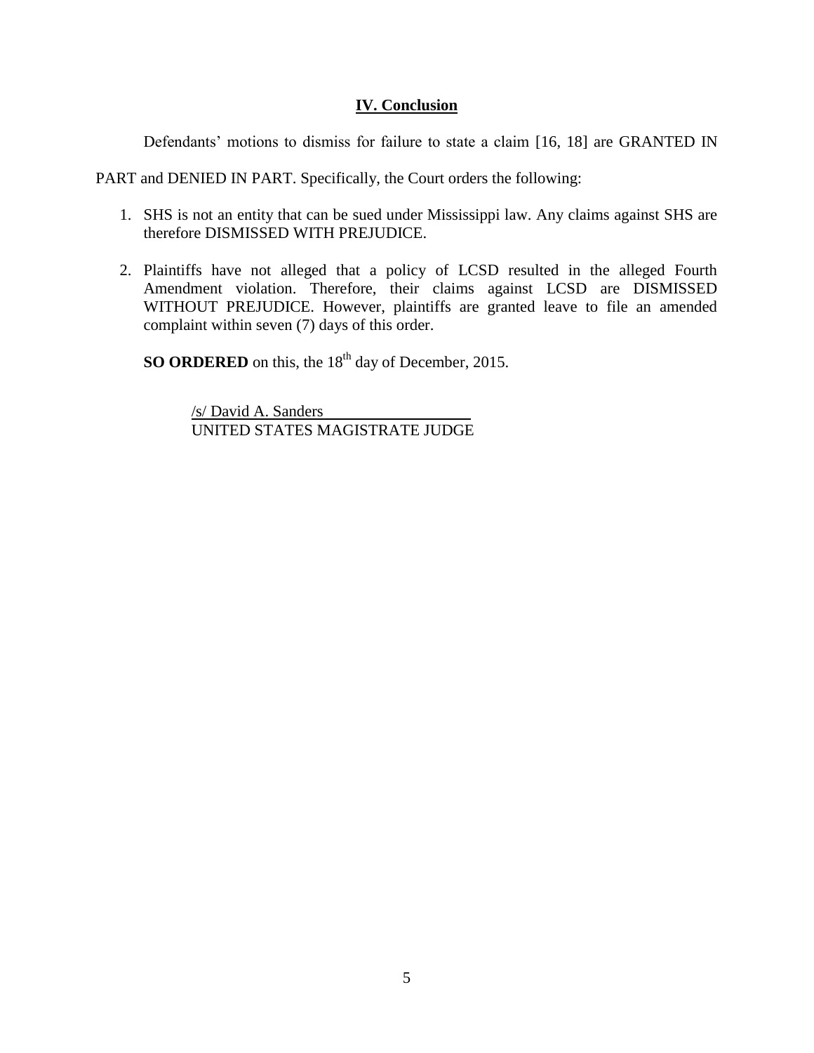## IV. Conclusion

Defendants' motions to dismiss for failure to state a claim [16, 18] are GRANTED IN PART and DENIED IN PART. Specifically, the Court orders the following:

1. SHS is not an entity that can be sued under Mississippi law. Any claims against SHS are therefore DISMISSED WITH PREJUDICE.
2. Plaintiffs have not alleged that a policy of LCSD resulted in the alleged Fourth Amendment violation. Therefore, their claims against LCSD are DISMISSED WITHOUT PREJUDICE. However, plaintiffs are granted leave to file an amended complaint within seven (7) days of this order.

**SO ORDERED** on this, the 18th day of December, 2015.

/s/ David A. Sanders
UNITED STATES MAGISTRATE JUDGE